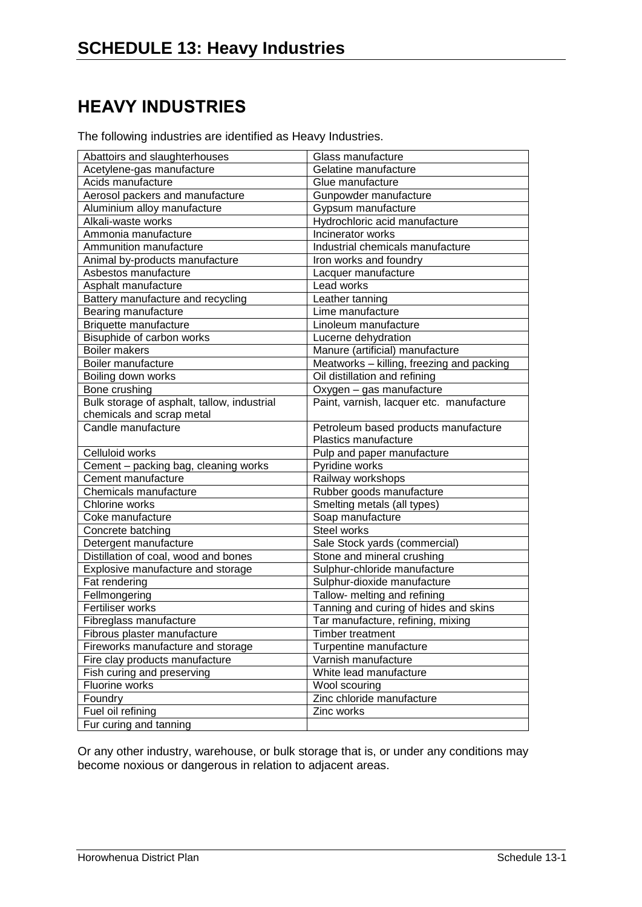# SCHEDULE 13: Heavy Industries

## HEAVY INDUSTRIES

The following industries are identified as Heavy Industries.

| | |
|---|---|
| Abattoirs and slaughterhouses | Glass manufacture |
| Acetylene-gas manufacture | Gelatine manufacture |
| Acids manufacture | Glue manufacture |
| Aerosol packers and manufacture | Gunpowder manufacture |
| Aluminium alloy manufacture | Gypsum manufacture |
| Alkali-waste works | Hydrochloric acid manufacture |
| Ammonia manufacture | Incinerator works |
| Ammunition manufacture | Industrial chemicals manufacture |
| Animal by-products manufacture | Iron works and foundry |
| Asbestos manufacture | Lacquer manufacture |
| Asphalt manufacture | Lead works |
| Battery manufacture and recycling | Leather tanning |
| Bearing manufacture | Lime manufacture |
| Briquette manufacture | Linoleum manufacture |
| Bisuphide of carbon works | Lucerne dehydration |
| Boiler makers | Manure (artificial) manufacture |
| Boiler manufacture | Meatworks – killing, freezing and packing |
| Boiling down works | Oil distillation and refining |
| Bone crushing | Oxygen – gas manufacture |
| Bulk storage of asphalt, tallow, industrial chemicals and scrap metal | Paint, varnish, lacquer etc. manufacture |
| Candle manufacture | Petroleum based products manufacture<br>Plastics manufacture |
| Celluloid works | Pulp and paper manufacture |
| Cement – packing bag, cleaning works | Pyridine works |
| Cement manufacture | Railway workshops |
| Chemicals manufacture | Rubber goods manufacture |
| Chlorine works | Smelting metals (all types) |
| Coke manufacture | Soap manufacture |
| Concrete batching | Steel works |
| Detergent manufacture | Sale Stock yards (commercial) |
| Distillation of coal, wood and bones | Stone and mineral crushing |
| Explosive manufacture and storage | Sulphur-chloride manufacture |
| Fat rendering | Sulphur-dioxide manufacture |
| Fellmongering | Tallow- melting and refining |
| Fertiliser works | Tanning and curing of hides and skins |
| Fibreglass manufacture | Tar manufacture, refining, mixing |
| Fibrous plaster manufacture | Timber treatment |
| Fireworks manufacture and storage | Turpentine manufacture |
| Fire clay products manufacture | Varnish manufacture |
| Fish curing and preserving | White lead manufacture |
| Fluorine works | Wool scouring |
| Foundry | Zinc chloride manufacture |
| Fuel oil refining | Zinc works |
| Fur curing and tanning | |

Or any other industry, warehouse, or bulk storage that is, or under any conditions may become noxious or dangerous in relation to adjacent areas.